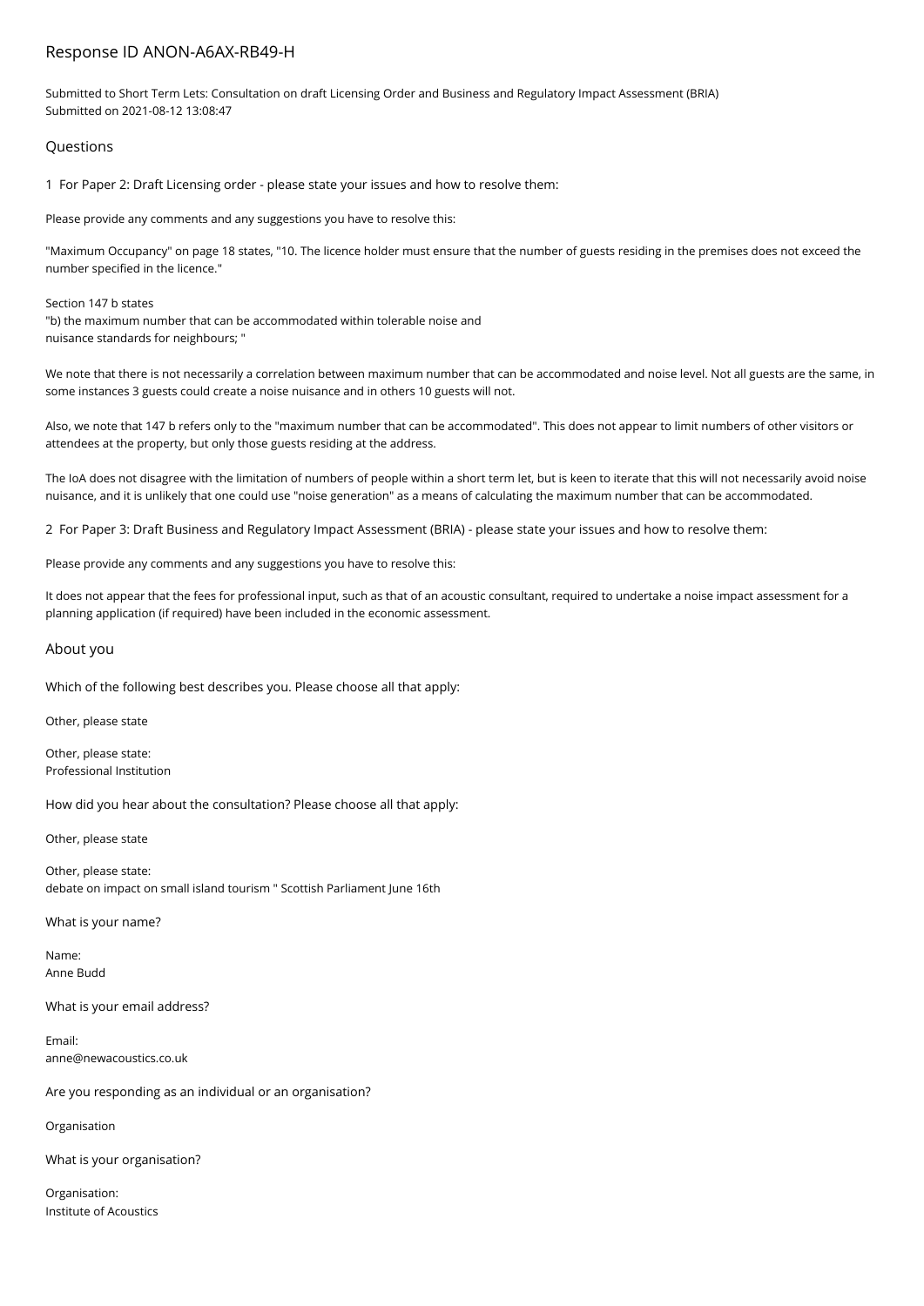# Response ID ANON-A6AX-RB49-H

Submitted to Short Term Lets: Consultation on draft Licensing Order and Business and Regulatory Impact Assessment (BRIA)
Submitted on 2021-08-12 13:08:47

## Questions

1 For Paper 2: Draft Licensing order - please state your issues and how to resolve them:

Please provide any comments and any suggestions you have to resolve this:

"Maximum Occupancy" on page 18 states, "10. The licence holder must ensure that the number of guests residing in the premises does not exceed the number specified in the licence."

Section 147 b states
"b) the maximum number that can be accommodated within tolerable noise and
nuisance standards for neighbours; "

We note that there is not necessarily a correlation between maximum number that can be accommodated and noise level. Not all guests are the same, in some instances 3 guests could create a noise nuisance and in others 10 guests will not.

Also, we note that 147 b refers only to the "maximum number that can be accommodated". This does not appear to limit numbers of other visitors or attendees at the property, but only those guests residing at the address.

The IoA does not disagree with the limitation of numbers of people within a short term let, but is keen to iterate that this will not necessarily avoid noise nuisance, and it is unlikely that one could use "noise generation" as a means of calculating the maximum number that can be accommodated.

2 For Paper 3: Draft Business and Regulatory Impact Assessment (BRIA) - please state your issues and how to resolve them:

Please provide any comments and any suggestions you have to resolve this:

It does not appear that the fees for professional input, such as that of an acoustic consultant, required to undertake a noise impact assessment for a planning application (if required) have been included in the economic assessment.

## About you

Which of the following best describes you. Please choose all that apply:

Other, please state

Other, please state:
Professional Institution

How did you hear about the consultation? Please choose all that apply:

Other, please state

Other, please state:
debate on impact on small island tourism " Scottish Parliament June 16th

What is your name?

Name:
Anne Budd

What is your email address?

Email:
anne@newacoustics.co.uk

Are you responding as an individual or an organisation?

Organisation

What is your organisation?

Organisation:
Institute of Acoustics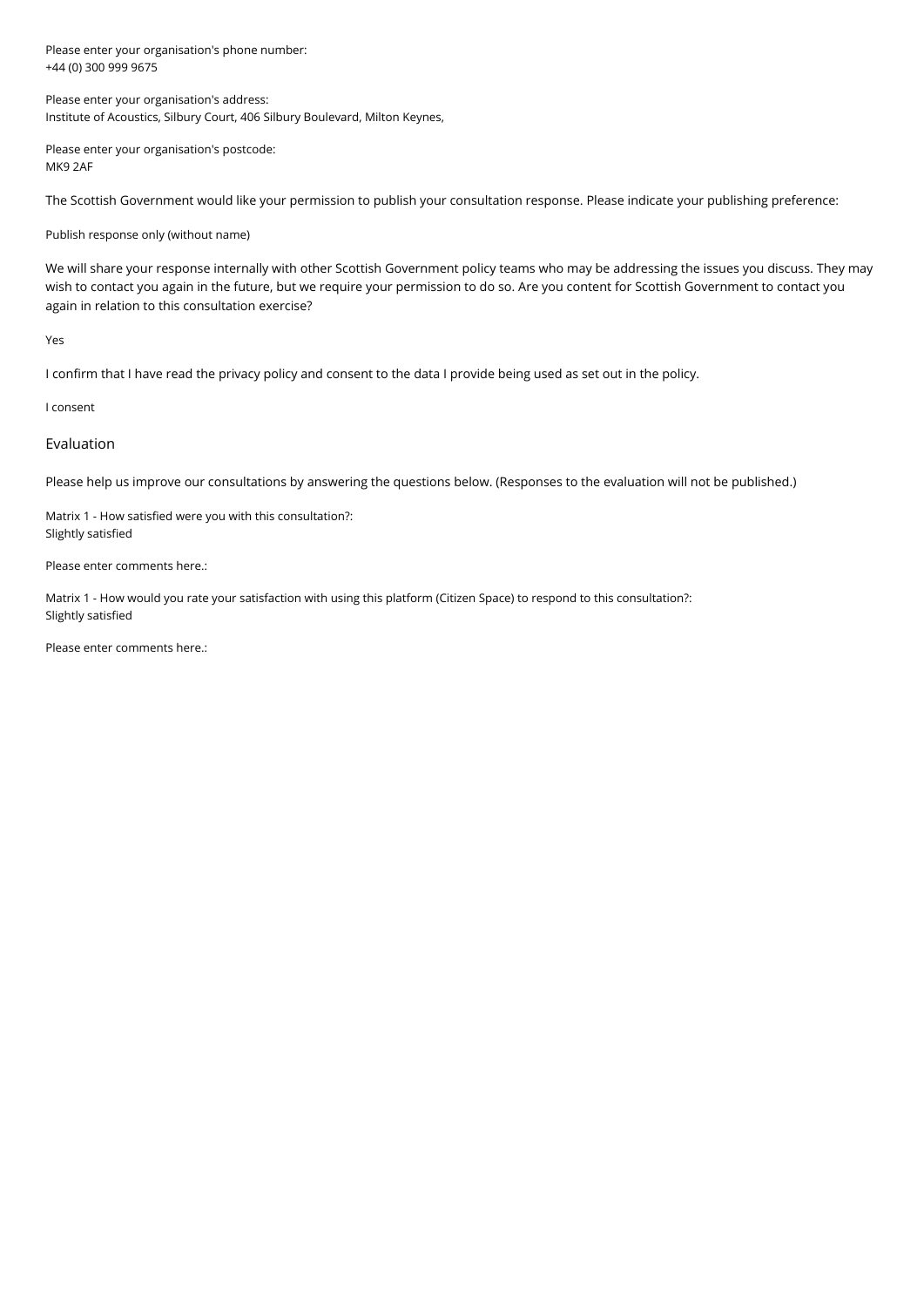Please enter your organisation's phone number:
+44 (0) 300 999 9675

Please enter your organisation's address:
Institute of Acoustics, Silbury Court, 406 Silbury Boulevard, Milton Keynes,

Please enter your organisation's postcode:
MK9 2AF

The Scottish Government would like your permission to publish your consultation response. Please indicate your publishing preference:

Publish response only (without name)

We will share your response internally with other Scottish Government policy teams who may be addressing the issues you discuss. They may wish to contact you again in the future, but we require your permission to do so. Are you content for Scottish Government to contact you again in relation to this consultation exercise?

Yes

I confirm that I have read the privacy policy and consent to the data I provide being used as set out in the policy.

I consent

## Evaluation

Please help us improve our consultations by answering the questions below. (Responses to the evaluation will not be published.)

Matrix 1 - How satisfied were you with this consultation?:
Slightly satisfied

Please enter comments here.:

Matrix 1 - How would you rate your satisfaction with using this platform (Citizen Space) to respond to this consultation?:
Slightly satisfied

Please enter comments here.: